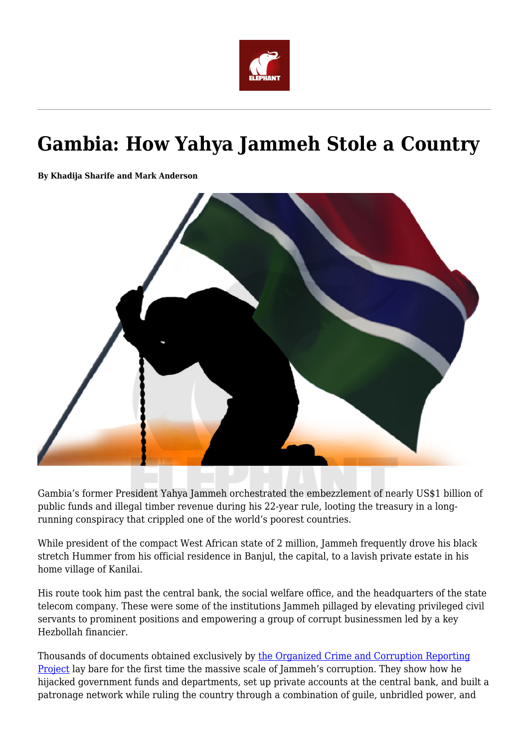# Gambia: How Yahya Jammeh Stole a Country

**By Khadija Sharife and Mark Anderson**

Gambia's former President Yahya Jammeh orchestrated the embezzlement of nearly US$1 billion of public funds and illegal timber revenue during his 22-year rule, looting the treasury in a long-running conspiracy that crippled one of the world's poorest countries.

While president of the compact West African state of 2 million, Jammeh frequently drove his black stretch Hummer from his official residence in Banjul, the capital, to a lavish private estate in his home village of Kanilai.

His route took him past the central bank, the social welfare office, and the headquarters of the state telecom company. These were some of the institutions Jammeh pillaged by elevating privileged civil servants to prominent positions and empowering a group of corrupt businessmen led by a key Hezbollah financier.

Thousands of documents obtained exclusively by [the Organized Crime and Corruption Reporting Project] lay bare for the first time the massive scale of Jammeh's corruption. They show how he hijacked government funds and departments, set up private accounts at the central bank, and built a patronage network while ruling the country through a combination of guile, unbridled power, and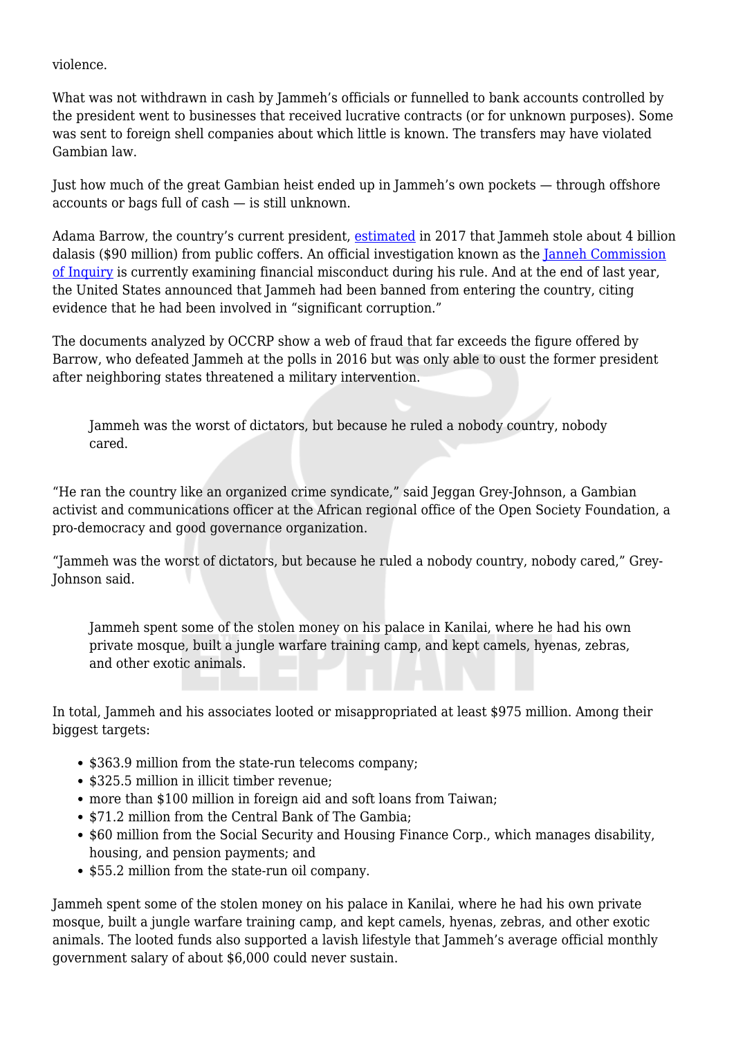violence.

What was not withdrawn in cash by Jammeh's officials or funnelled to bank accounts controlled by the president went to businesses that received lucrative contracts (or for unknown purposes). Some was sent to foreign shell companies about which little is known. The transfers may have violated Gambian law.

Just how much of the great Gambian heist ended up in Jammeh's own pockets — through offshore accounts or bags full of cash — is still unknown.

Adama Barrow, the country's current president, estimated in 2017 that Jammeh stole about 4 billion dalasis ($90 million) from public coffers. An official investigation known as the Janneh Commission of Inquiry is currently examining financial misconduct during his rule. And at the end of last year, the United States announced that Jammeh had been banned from entering the country, citing evidence that he had been involved in "significant corruption."

The documents analyzed by OCCRP show a web of fraud that far exceeds the figure offered by Barrow, who defeated Jammeh at the polls in 2016 but was only able to oust the former president after neighboring states threatened a military intervention.

> Jammeh was the worst of dictators, but because he ruled a nobody country, nobody cared.

"He ran the country like an organized crime syndicate," said Jeggan Grey-Johnson, a Gambian activist and communications officer at the African regional office of the Open Society Foundation, a pro-democracy and good governance organization.

"Jammeh was the worst of dictators, but because he ruled a nobody country, nobody cared," Grey-Johnson said.

> Jammeh spent some of the stolen money on his palace in Kanilai, where he had his own private mosque, built a jungle warfare training camp, and kept camels, hyenas, zebras, and other exotic animals.

In total, Jammeh and his associates looted or misappropriated at least $975 million. Among their biggest targets:

- $363.9 million from the state-run telecoms company;
- $325.5 million in illicit timber revenue;
- more than $100 million in foreign aid and soft loans from Taiwan;
- $71.2 million from the Central Bank of The Gambia;
- $60 million from the Social Security and Housing Finance Corp., which manages disability, housing, and pension payments; and
- $55.2 million from the state-run oil company.

Jammeh spent some of the stolen money on his palace in Kanilai, where he had his own private mosque, built a jungle warfare training camp, and kept camels, hyenas, zebras, and other exotic animals. The looted funds also supported a lavish lifestyle that Jammeh's average official monthly government salary of about $6,000 could never sustain.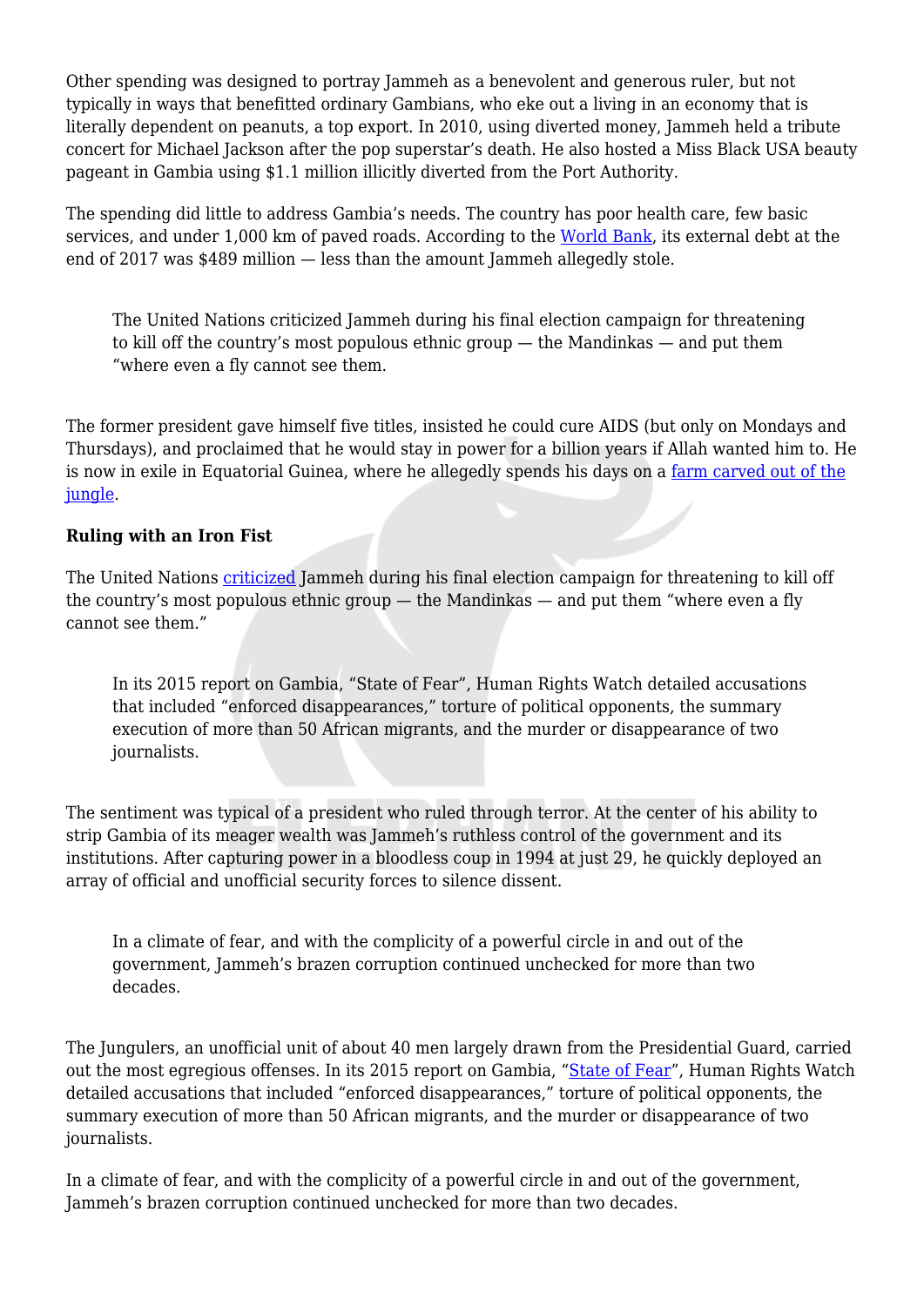Other spending was designed to portray Jammeh as a benevolent and generous ruler, but not typically in ways that benefitted ordinary Gambians, who eke out a living in an economy that is literally dependent on peanuts, a top export. In 2010, using diverted money, Jammeh held a tribute concert for Michael Jackson after the pop superstar's death. He also hosted a Miss Black USA beauty pageant in Gambia using $1.1 million illicitly diverted from the Port Authority.

The spending did little to address Gambia's needs. The country has poor health care, few basic services, and under 1,000 km of paved roads. According to the [World Bank](), its external debt at the end of 2017 was $489 million — less than the amount Jammeh allegedly stole.

> The United Nations criticized Jammeh during his final election campaign for threatening to kill off the country's most populous ethnic group — the Mandinkas — and put them "where even a fly cannot see them.

The former president gave himself five titles, insisted he could cure AIDS (but only on Mondays and Thursdays), and proclaimed that he would stay in power for a billion years if Allah wanted him to. He is now in exile in Equatorial Guinea, where he allegedly spends his days on a [farm carved out of the jungle]().

**Ruling with an Iron Fist**

The United Nations [criticized]() Jammeh during his final election campaign for threatening to kill off the country's most populous ethnic group — the Mandinkas — and put them "where even a fly cannot see them."

> In its 2015 report on Gambia, "State of Fear", Human Rights Watch detailed accusations that included "enforced disappearances," torture of political opponents, the summary execution of more than 50 African migrants, and the murder or disappearance of two journalists.

The sentiment was typical of a president who ruled through terror. At the center of his ability to strip Gambia of its meager wealth was Jammeh's ruthless control of the government and its institutions. After capturing power in a bloodless coup in 1994 at just 29, he quickly deployed an array of official and unofficial security forces to silence dissent.

> In a climate of fear, and with the complicity of a powerful circle in and out of the government, Jammeh's brazen corruption continued unchecked for more than two decades.

The Jungulers, an unofficial unit of about 40 men largely drawn from the Presidential Guard, carried out the most egregious offenses. In its 2015 report on Gambia, "[State of Fear]()", Human Rights Watch detailed accusations that included "enforced disappearances," torture of political opponents, the summary execution of more than 50 African migrants, and the murder or disappearance of two journalists.

In a climate of fear, and with the complicity of a powerful circle in and out of the government, Jammeh's brazen corruption continued unchecked for more than two decades.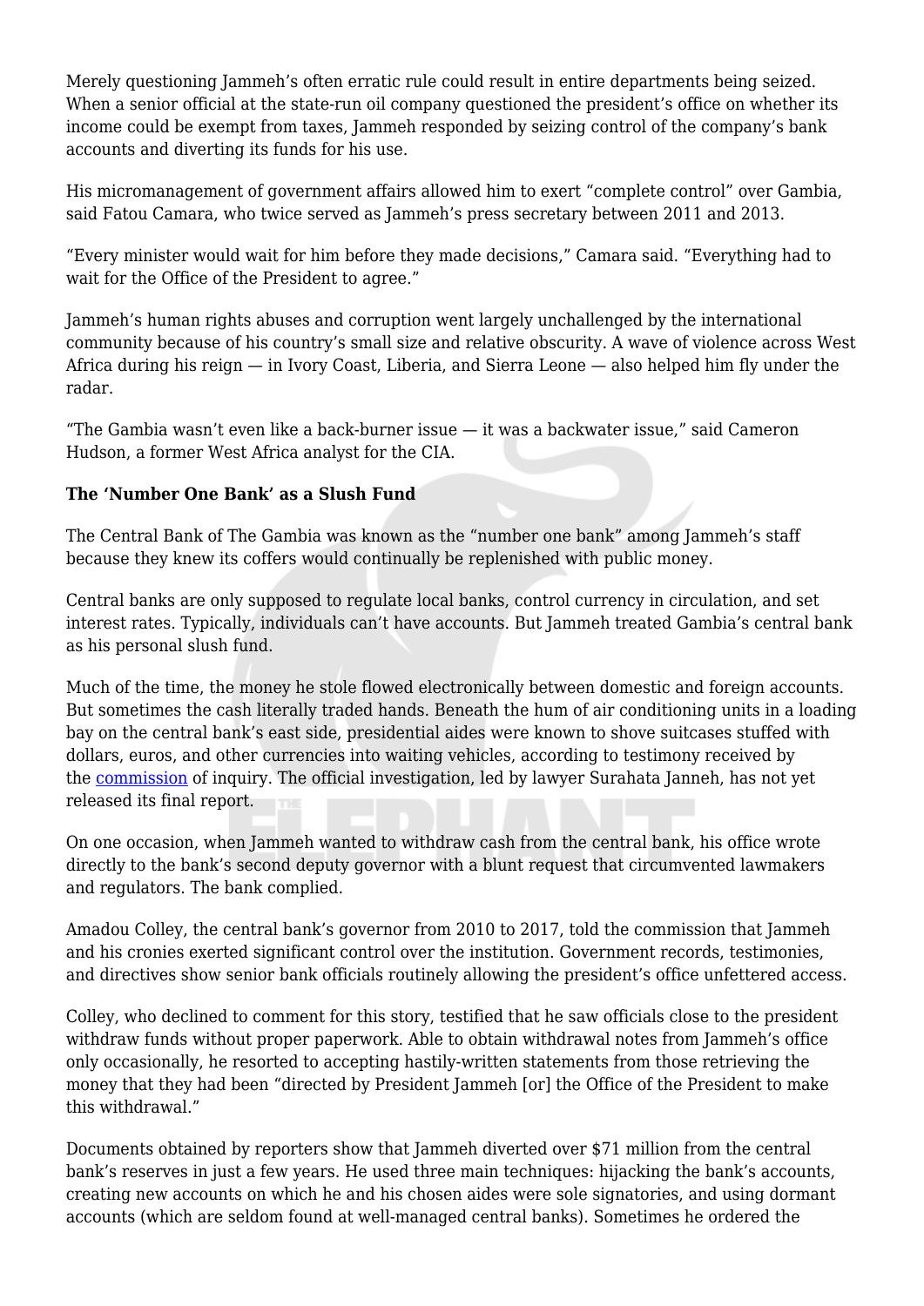Merely questioning Jammeh's often erratic rule could result in entire departments being seized. When a senior official at the state-run oil company questioned the president's office on whether its income could be exempt from taxes, Jammeh responded by seizing control of the company's bank accounts and diverting its funds for his use.

His micromanagement of government affairs allowed him to exert "complete control" over Gambia, said Fatou Camara, who twice served as Jammeh's press secretary between 2011 and 2013.

"Every minister would wait for him before they made decisions," Camara said. "Everything had to wait for the Office of the President to agree."

Jammeh's human rights abuses and corruption went largely unchallenged by the international community because of his country's small size and relative obscurity. A wave of violence across West Africa during his reign — in Ivory Coast, Liberia, and Sierra Leone — also helped him fly under the radar.

"The Gambia wasn't even like a back-burner issue — it was a backwater issue," said Cameron Hudson, a former West Africa analyst for the CIA.

**The 'Number One Bank' as a Slush Fund**

The Central Bank of The Gambia was known as the "number one bank" among Jammeh's staff because they knew its coffers would continually be replenished with public money.

Central banks are only supposed to regulate local banks, control currency in circulation, and set interest rates. Typically, individuals can't have accounts. But Jammeh treated Gambia's central bank as his personal slush fund.

Much of the time, the money he stole flowed electronically between domestic and foreign accounts. But sometimes the cash literally traded hands. Beneath the hum of air conditioning units in a loading bay on the central bank's east side, presidential aides were known to shove suitcases stuffed with dollars, euros, and other currencies into waiting vehicles, according to testimony received by the commission of inquiry. The official investigation, led by lawyer Surahata Janneh, has not yet released its final report.

On one occasion, when Jammeh wanted to withdraw cash from the central bank, his office wrote directly to the bank's second deputy governor with a blunt request that circumvented lawmakers and regulators. The bank complied.

Amadou Colley, the central bank's governor from 2010 to 2017, told the commission that Jammeh and his cronies exerted significant control over the institution. Government records, testimonies, and directives show senior bank officials routinely allowing the president's office unfettered access.

Colley, who declined to comment for this story, testified that he saw officials close to the president withdraw funds without proper paperwork. Able to obtain withdrawal notes from Jammeh's office only occasionally, he resorted to accepting hastily-written statements from those retrieving the money that they had been "directed by President Jammeh [or] the Office of the President to make this withdrawal."

Documents obtained by reporters show that Jammeh diverted over $71 million from the central bank's reserves in just a few years. He used three main techniques: hijacking the bank's accounts, creating new accounts on which he and his chosen aides were sole signatories, and using dormant accounts (which are seldom found at well-managed central banks). Sometimes he ordered the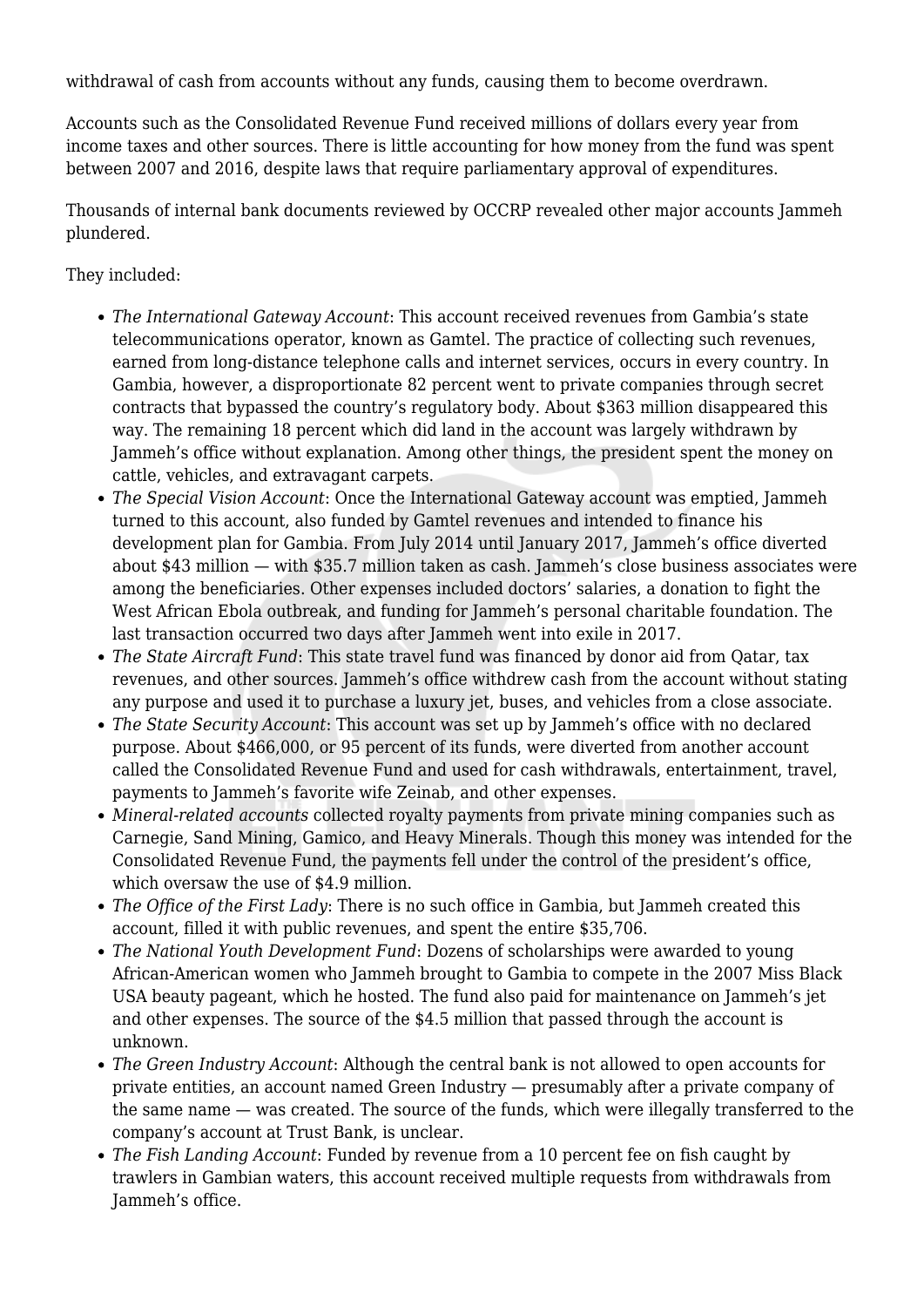withdrawal of cash from accounts without any funds, causing them to become overdrawn.

Accounts such as the Consolidated Revenue Fund received millions of dollars every year from income taxes and other sources. There is little accounting for how money from the fund was spent between 2007 and 2016, despite laws that require parliamentary approval of expenditures.

Thousands of internal bank documents reviewed by OCCRP revealed other major accounts Jammeh plundered.

They included:

- *The International Gateway Account*: This account received revenues from Gambia's state telecommunications operator, known as Gamtel. The practice of collecting such revenues, earned from long-distance telephone calls and internet services, occurs in every country. In Gambia, however, a disproportionate 82 percent went to private companies through secret contracts that bypassed the country's regulatory body. About $363 million disappeared this way. The remaining 18 percent which did land in the account was largely withdrawn by Jammeh's office without explanation. Among other things, the president spent the money on cattle, vehicles, and extravagant carpets.
- *The Special Vision Account*: Once the International Gateway account was emptied, Jammeh turned to this account, also funded by Gamtel revenues and intended to finance his development plan for Gambia. From July 2014 until January 2017, Jammeh's office diverted about $43 million — with $35.7 million taken as cash. Jammeh's close business associates were among the beneficiaries. Other expenses included doctors' salaries, a donation to fight the West African Ebola outbreak, and funding for Jammeh's personal charitable foundation. The last transaction occurred two days after Jammeh went into exile in 2017.
- *The State Aircraft Fund*: This state travel fund was financed by donor aid from Qatar, tax revenues, and other sources. Jammeh's office withdrew cash from the account without stating any purpose and used it to purchase a luxury jet, buses, and vehicles from a close associate.
- *The State Security Account*: This account was set up by Jammeh's office with no declared purpose. About $466,000, or 95 percent of its funds, were diverted from another account called the Consolidated Revenue Fund and used for cash withdrawals, entertainment, travel, payments to Jammeh's favorite wife Zeinab, and other expenses.
- *Mineral-related accounts* collected royalty payments from private mining companies such as Carnegie, Sand Mining, Gamico, and Heavy Minerals. Though this money was intended for the Consolidated Revenue Fund, the payments fell under the control of the president's office, which oversaw the use of $4.9 million.
- *The Office of the First Lady*: There is no such office in Gambia, but Jammeh created this account, filled it with public revenues, and spent the entire $35,706.
- *The National Youth Development Fund*: Dozens of scholarships were awarded to young African-American women who Jammeh brought to Gambia to compete in the 2007 Miss Black USA beauty pageant, which he hosted. The fund also paid for maintenance on Jammeh's jet and other expenses. The source of the $4.5 million that passed through the account is unknown.
- *The Green Industry Account*: Although the central bank is not allowed to open accounts for private entities, an account named Green Industry — presumably after a private company of the same name — was created. The source of the funds, which were illegally transferred to the company's account at Trust Bank, is unclear.
- *The Fish Landing Account*: Funded by revenue from a 10 percent fee on fish caught by trawlers in Gambian waters, this account received multiple requests from withdrawals from Jammeh's office.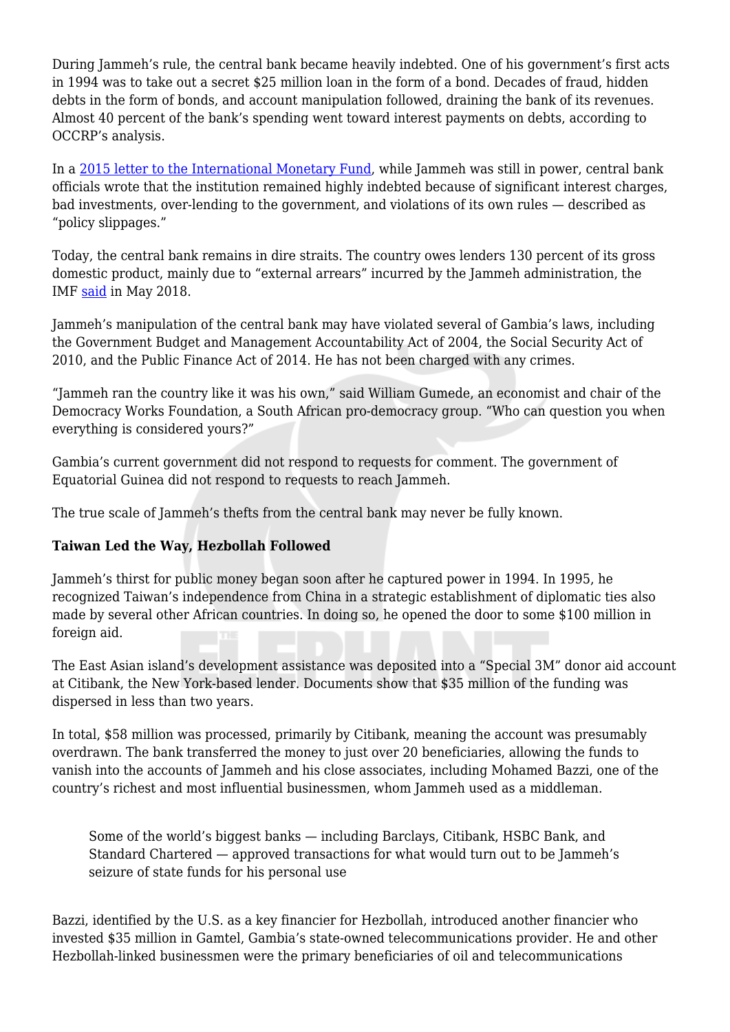During Jammeh's rule, the central bank became heavily indebted. One of his government's first acts in 1994 was to take out a secret $25 million loan in the form of a bond. Decades of fraud, hidden debts in the form of bonds, and account manipulation followed, draining the bank of its revenues. Almost 40 percent of the bank's spending went toward interest payments on debts, according to OCCRP's analysis.

In a [2015 letter to the International Monetary Fund](), while Jammeh was still in power, central bank officials wrote that the institution remained highly indebted because of significant interest charges, bad investments, over-lending to the government, and violations of its own rules — described as "policy slippages."

Today, the central bank remains in dire straits. The country owes lenders 130 percent of its gross domestic product, mainly due to "external arrears" incurred by the Jammeh administration, the IMF [said]() in May 2018.

Jammeh's manipulation of the central bank may have violated several of Gambia's laws, including the Government Budget and Management Accountability Act of 2004, the Social Security Act of 2010, and the Public Finance Act of 2014. He has not been charged with any crimes.

"Jammeh ran the country like it was his own," said William Gumede, an economist and chair of the Democracy Works Foundation, a South African pro-democracy group. "Who can question you when everything is considered yours?"

Gambia's current government did not respond to requests for comment. The government of Equatorial Guinea did not respond to requests to reach Jammeh.

The true scale of Jammeh's thefts from the central bank may never be fully known.

**Taiwan Led the Way, Hezbollah Followed**

Jammeh's thirst for public money began soon after he captured power in 1994. In 1995, he recognized Taiwan's independence from China in a strategic establishment of diplomatic ties also made by several other African countries. In doing so, he opened the door to some $100 million in foreign aid.

The East Asian island's development assistance was deposited into a "Special 3M" donor aid account at Citibank, the New York-based lender. Documents show that $35 million of the funding was dispersed in less than two years.

In total, $58 million was processed, primarily by Citibank, meaning the account was presumably overdrawn. The bank transferred the money to just over 20 beneficiaries, allowing the funds to vanish into the accounts of Jammeh and his close associates, including Mohamed Bazzi, one of the country's richest and most influential businessmen, whom Jammeh used as a middleman.

> Some of the world's biggest banks — including Barclays, Citibank, HSBC Bank, and Standard Chartered — approved transactions for what would turn out to be Jammeh's seizure of state funds for his personal use

Bazzi, identified by the U.S. as a key financier for Hezbollah, introduced another financier who invested $35 million in Gamtel, Gambia's state-owned telecommunications provider. He and other Hezbollah-linked businessmen were the primary beneficiaries of oil and telecommunications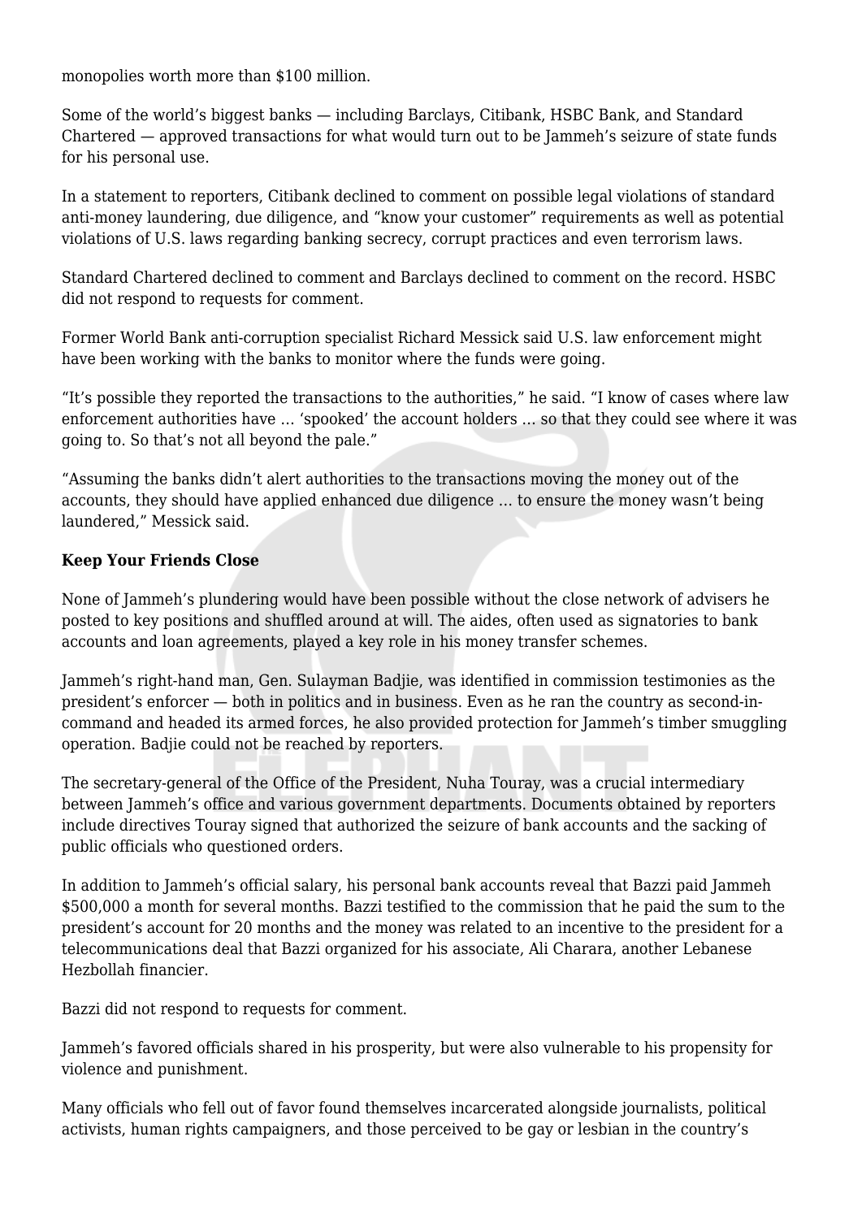monopolies worth more than $100 million.

Some of the world's biggest banks — including Barclays, Citibank, HSBC Bank, and Standard Chartered — approved transactions for what would turn out to be Jammeh's seizure of state funds for his personal use.

In a statement to reporters, Citibank declined to comment on possible legal violations of standard anti-money laundering, due diligence, and "know your customer" requirements as well as potential violations of U.S. laws regarding banking secrecy, corrupt practices and even terrorism laws.

Standard Chartered declined to comment and Barclays declined to comment on the record. HSBC did not respond to requests for comment.

Former World Bank anti-corruption specialist Richard Messick said U.S. law enforcement might have been working with the banks to monitor where the funds were going.

"It's possible they reported the transactions to the authorities," he said. "I know of cases where law enforcement authorities have … 'spooked' the account holders … so that they could see where it was going to. So that's not all beyond the pale."

"Assuming the banks didn't alert authorities to the transactions moving the money out of the accounts, they should have applied enhanced due diligence … to ensure the money wasn't being laundered," Messick said.

**Keep Your Friends Close**

None of Jammeh's plundering would have been possible without the close network of advisers he posted to key positions and shuffled around at will. The aides, often used as signatories to bank accounts and loan agreements, played a key role in his money transfer schemes.

Jammeh's right-hand man, Gen. Sulayman Badjie, was identified in commission testimonies as the president's enforcer — both in politics and in business. Even as he ran the country as second-in-command and headed its armed forces, he also provided protection for Jammeh's timber smuggling operation. Badjie could not be reached by reporters.

The secretary-general of the Office of the President, Nuha Touray, was a crucial intermediary between Jammeh's office and various government departments. Documents obtained by reporters include directives Touray signed that authorized the seizure of bank accounts and the sacking of public officials who questioned orders.

In addition to Jammeh's official salary, his personal bank accounts reveal that Bazzi paid Jammeh $500,000 a month for several months. Bazzi testified to the commission that he paid the sum to the president's account for 20 months and the money was related to an incentive to the president for a telecommunications deal that Bazzi organized for his associate, Ali Charara, another Lebanese Hezbollah financier.

Bazzi did not respond to requests for comment.

Jammeh's favored officials shared in his prosperity, but were also vulnerable to his propensity for violence and punishment.

Many officials who fell out of favor found themselves incarcerated alongside journalists, political activists, human rights campaigners, and those perceived to be gay or lesbian in the country's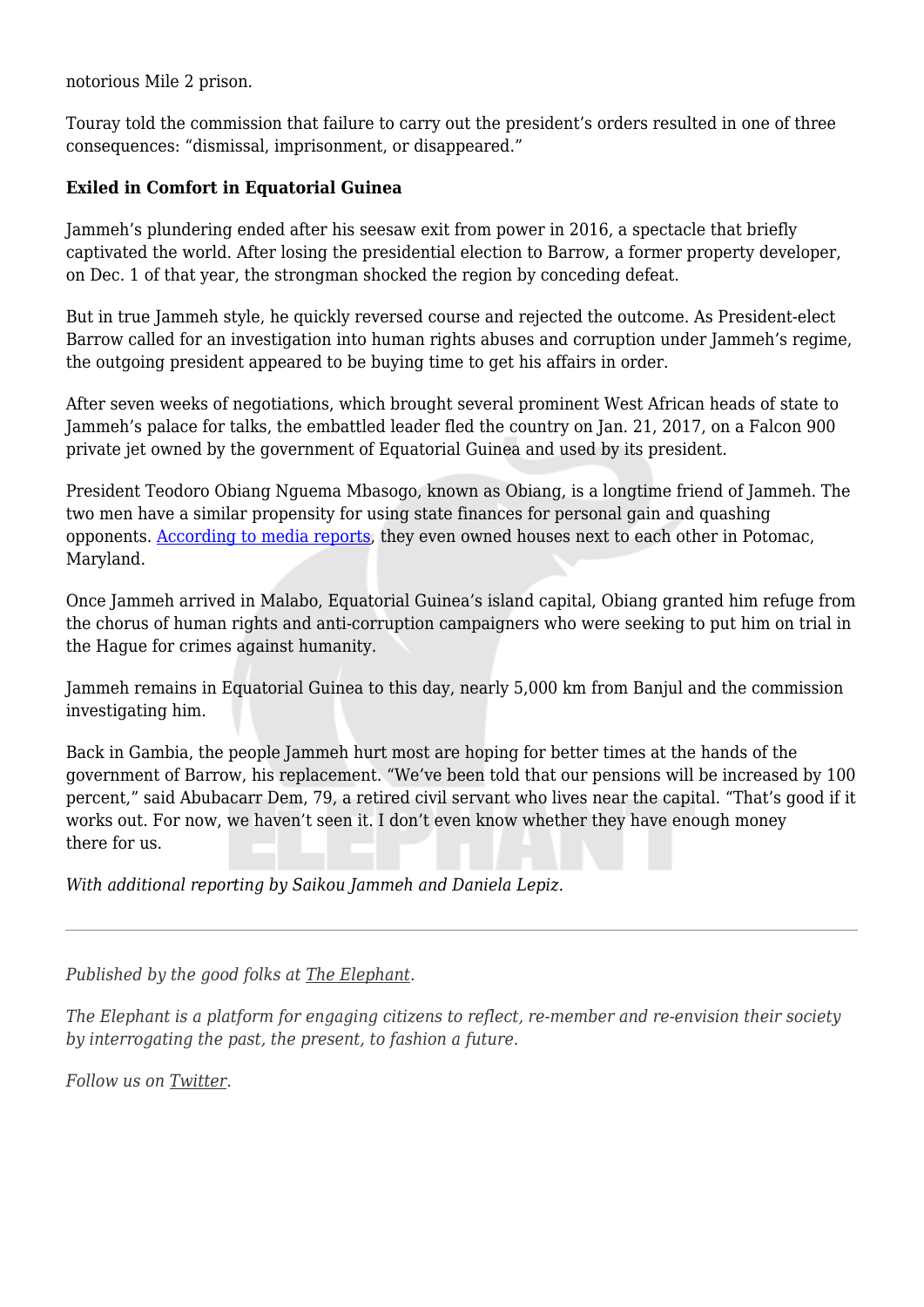notorious Mile 2 prison.

Touray told the commission that failure to carry out the president's orders resulted in one of three consequences: "dismissal, imprisonment, or disappeared."

**Exiled in Comfort in Equatorial Guinea**

Jammeh's plundering ended after his seesaw exit from power in 2016, a spectacle that briefly captivated the world. After losing the presidential election to Barrow, a former property developer, on Dec. 1 of that year, the strongman shocked the region by conceding defeat.

But in true Jammeh style, he quickly reversed course and rejected the outcome. As President-elect Barrow called for an investigation into human rights abuses and corruption under Jammeh's regime, the outgoing president appeared to be buying time to get his affairs in order.

After seven weeks of negotiations, which brought several prominent West African heads of state to Jammeh's palace for talks, the embattled leader fled the country on Jan. 21, 2017, on a Falcon 900 private jet owned by the government of Equatorial Guinea and used by its president.

President Teodoro Obiang Nguema Mbasogo, known as Obiang, is a longtime friend of Jammeh. The two men have a similar propensity for using state finances for personal gain and quashing opponents. [According to media reports](), they even owned houses next to each other in Potomac, Maryland.

Once Jammeh arrived in Malabo, Equatorial Guinea's island capital, Obiang granted him refuge from the chorus of human rights and anti-corruption campaigners who were seeking to put him on trial in the Hague for crimes against humanity.

Jammeh remains in Equatorial Guinea to this day, nearly 5,000 km from Banjul and the commission investigating him.

Back in Gambia, the people Jammeh hurt most are hoping for better times at the hands of the government of Barrow, his replacement. "We've been told that our pensions will be increased by 100 percent," said Abubacarr Dem, 79, a retired civil servant who lives near the capital. "That's good if it works out. For now, we haven't seen it. I don't even know whether they have enough money there for us.

*With additional reporting by Saikou Jammeh and Daniela Lepiz.*

---

*Published by the good folks at The Elephant.*

*The Elephant is a platform for engaging citizens to reflect, re-member and re-envision their society by interrogating the past, the present, to fashion a future.*

*Follow us on Twitter.*